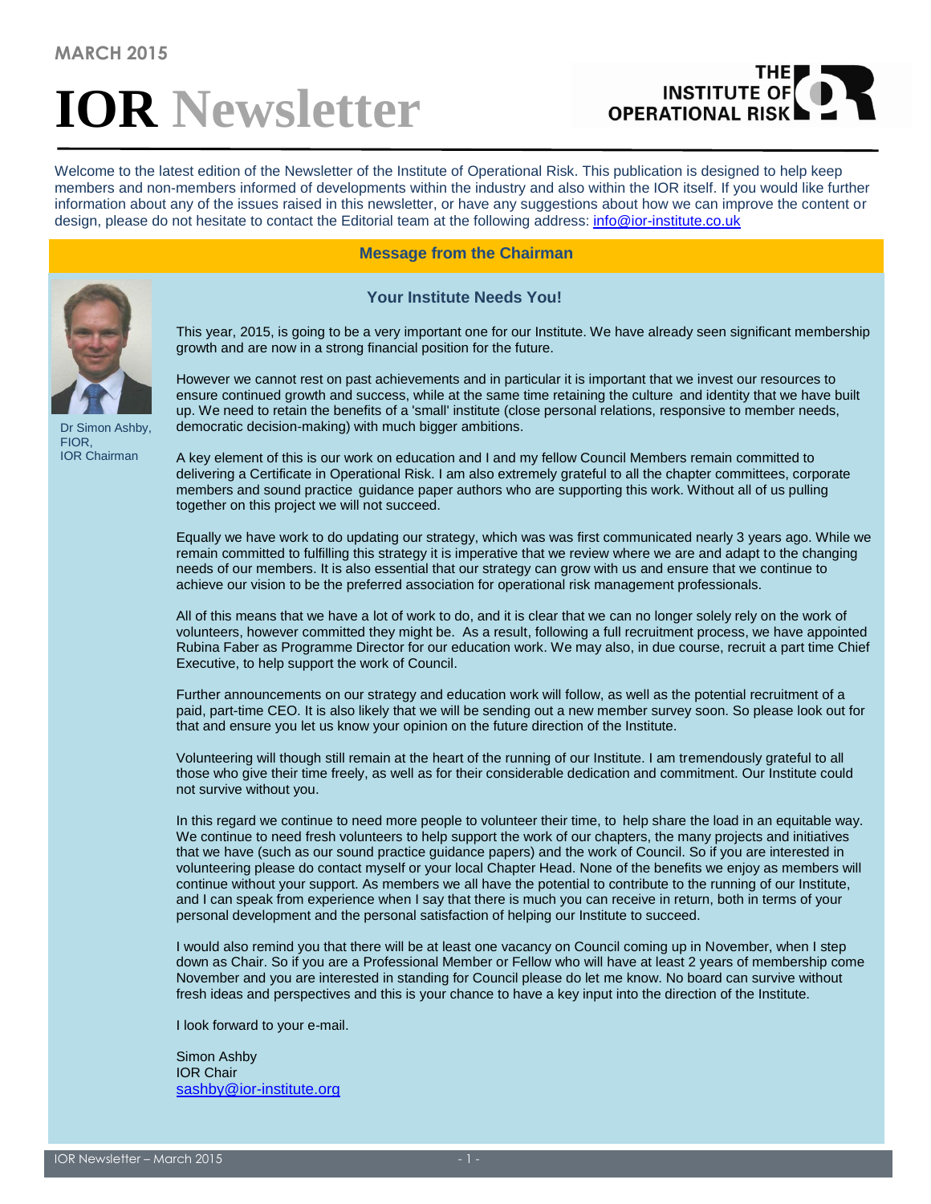MARCH 2015

# IOR Newsletter

THE INSTITUTE OF OPERATIONAL RISK

Welcome to the latest edition of the Newsletter of the Institute of Operational Risk. This publication is designed to help keep members and non-members informed of developments within the industry and also within the IOR itself. If you would like further information about any of the issues raised in this newsletter, or have any suggestions about how we can improve the content or design, please do not hesitate to contact the Editorial team at the following address: info@ior-institute.co.uk

## Message from the Chairman

### Your Institute Needs You!

Dr Simon Ashby, FIOR, IOR Chairman

This year, 2015, is going to be a very important one for our Institute. We have already seen significant membership growth and are now in a strong financial position for the future.

However we cannot rest on past achievements and in particular it is important that we invest our resources to ensure continued growth and success, while at the same time retaining the culture and identity that we have built up. We need to retain the benefits of a 'small' institute (close personal relations, responsive to member needs, democratic decision-making) with much bigger ambitions.

A key element of this is our work on education and I and my fellow Council Members remain committed to delivering a Certificate in Operational Risk. I am also extremely grateful to all the chapter committees, corporate members and sound practice guidance paper authors who are supporting this work. Without all of us pulling together on this project we will not succeed.

Equally we have work to do updating our strategy, which was was first communicated nearly 3 years ago. While we remain committed to fulfilling this strategy it is imperative that we review where we are and adapt to the changing needs of our members. It is also essential that our strategy can grow with us and ensure that we continue to achieve our vision to be the preferred association for operational risk management professionals.

All of this means that we have a lot of work to do, and it is clear that we can no longer solely rely on the work of volunteers, however committed they might be. As a result, following a full recruitment process, we have appointed Rubina Faber as Programme Director for our education work. We may also, in due course, recruit a part time Chief Executive, to help support the work of Council.

Further announcements on our strategy and education work will follow, as well as the potential recruitment of a paid, part-time CEO. It is also likely that we will be sending out a new member survey soon. So please look out for that and ensure you let us know your opinion on the future direction of the Institute.

Volunteering will though still remain at the heart of the running of our Institute. I am tremendously grateful to all those who give their time freely, as well as for their considerable dedication and commitment. Our Institute could not survive without you.

In this regard we continue to need more people to volunteer their time, to help share the load in an equitable way. We continue to need fresh volunteers to help support the work of our chapters, the many projects and initiatives that we have (such as our sound practice guidance papers) and the work of Council. So if you are interested in volunteering please do contact myself or your local Chapter Head. None of the benefits we enjoy as members will continue without your support. As members we all have the potential to contribute to the running of our Institute, and I can speak from experience when I say that there is much you can receive in return, both in terms of your personal development and the personal satisfaction of helping our Institute to succeed.

I would also remind you that there will be at least one vacancy on Council coming up in November, when I step down as Chair. So if you are a Professional Member or Fellow who will have at least 2 years of membership come November and you are interested in standing for Council please do let me know. No board can survive without fresh ideas and perspectives and this is your chance to have a key input into the direction of the Institute.

I look forward to your e-mail.

Simon Ashby
IOR Chair
sashby@ior-institute.org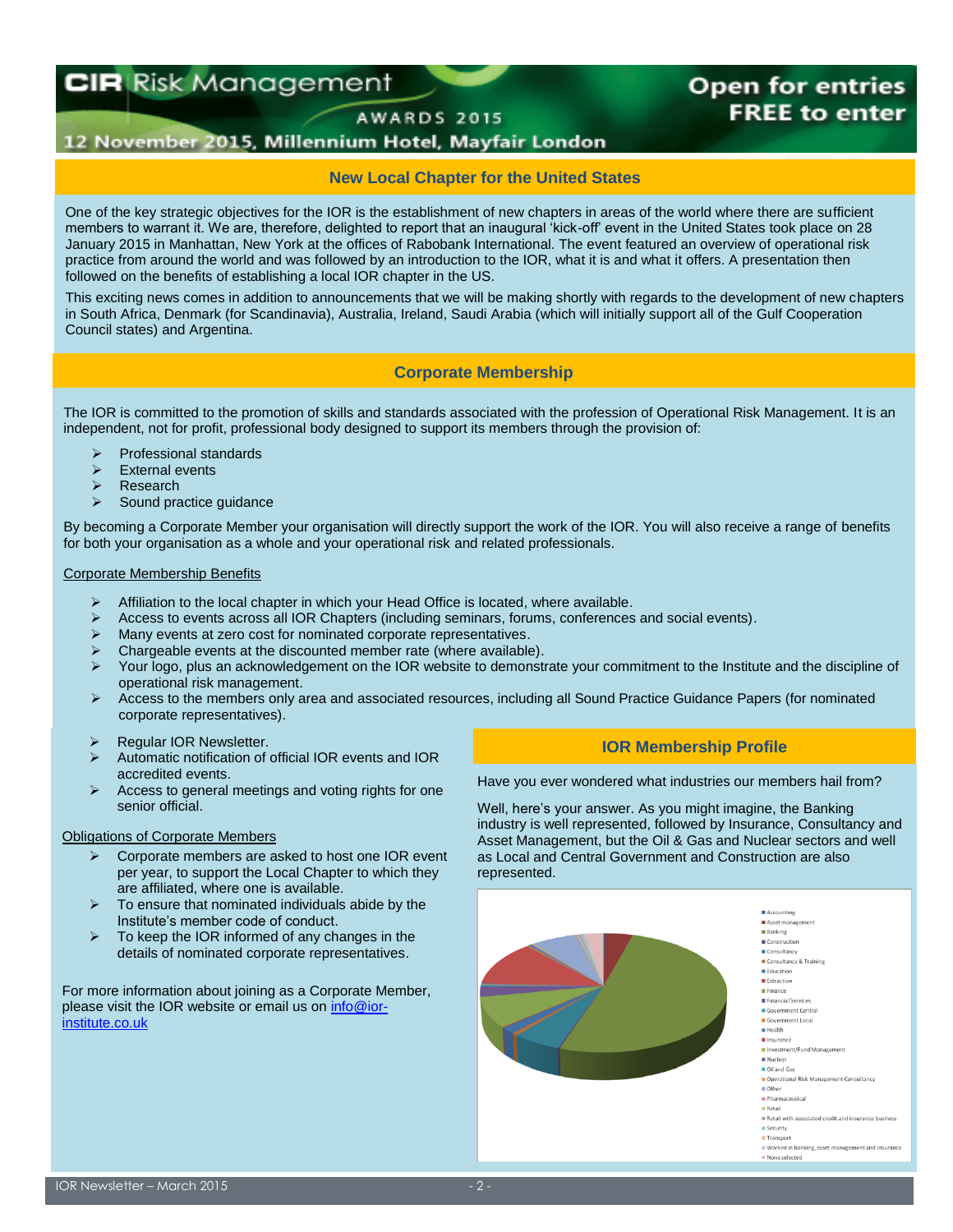CIR Risk Management AWARDS 2015

12 November 2015, Millennium Hotel, Mayfair London

Open for entries FREE to enter

## New Local Chapter for the United States

One of the key strategic objectives for the IOR is the establishment of new chapters in areas of the world where there are sufficient members to warrant it. We are, therefore, delighted to report that an inaugural 'kick-off' event in the United States took place on 28 January 2015 in Manhattan, New York at the offices of Rabobank International. The event featured an overview of operational risk practice from around the world and was followed by an introduction to the IOR, what it is and what it offers. A presentation then followed on the benefits of establishing a local IOR chapter in the US.

This exciting news comes in addition to announcements that we will be making shortly with regards to the development of new chapters in South Africa, Denmark (for Scandinavia), Australia, Ireland, Saudi Arabia (which will initially support all of the Gulf Cooperation Council states) and Argentina.

## Corporate Membership

The IOR is committed to the promotion of skills and standards associated with the profession of Operational Risk Management. It is an independent, not for profit, professional body designed to support its members through the provision of:

- Professional standards
- External events
- Research
- Sound practice guidance

By becoming a Corporate Member your organisation will directly support the work of the IOR. You will also receive a range of benefits for both your organisation as a whole and your operational risk and related professionals.

### Corporate Membership Benefits

- Affiliation to the local chapter in which your Head Office is located, where available.
- Access to events across all IOR Chapters (including seminars, forums, conferences and social events).
- Many events at zero cost for nominated corporate representatives.
- Chargeable events at the discounted member rate (where available).
- Your logo, plus an acknowledgement on the IOR website to demonstrate your commitment to the Institute and the discipline of operational risk management.
- Access to the members only area and associated resources, including all Sound Practice Guidance Papers (for nominated corporate representatives).
- Regular IOR Newsletter.
- Automatic notification of official IOR events and IOR accredited events.
- Access to general meetings and voting rights for one senior official.

### Obligations of Corporate Members

- Corporate members are asked to host one IOR event per year, to support the Local Chapter to which they are affiliated, where one is available.
- To ensure that nominated individuals abide by the Institute's member code of conduct.
- To keep the IOR informed of any changes in the details of nominated corporate representatives.

For more information about joining as a Corporate Member, please visit the IOR website or email us on info@ior-institute.co.uk

## IOR Membership Profile

Have you ever wondered what industries our members hail from?

Well, here's your answer. As you might imagine, the Banking industry is well represented, followed by Insurance, Consultancy and Asset Management, but the Oil & Gas and Nuclear sectors and well as Local and Central Government and Construction are also represented.

Legend: Accounting; Asset management; Banking; Construction; Consultancy; Consultancy & Training; Education; Extraction; Finance; Financial Services; Government Central; Government Local; Health; Insurance; Investment/Fund Management; Nuclear; Oil and Gas; Operational Risk Management Consultancy; Other; Pharmaceutical; Retail; Retail with associated credit and insurance business; Security; Transport; Worked in banking, asset management and insurance; None selected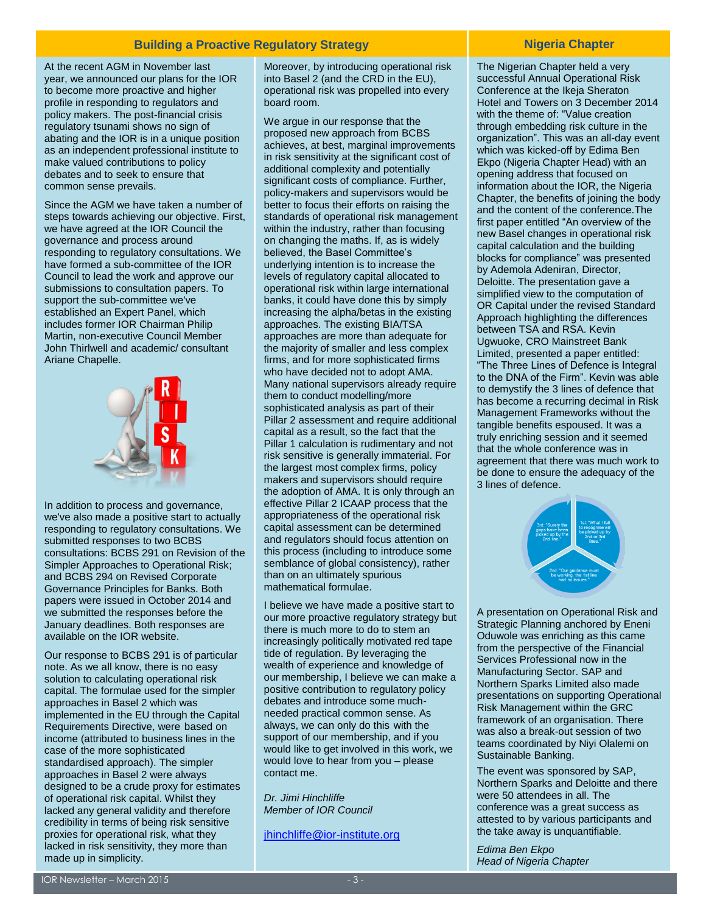## Building a Proactive Regulatory Strategy

At the recent AGM in November last year, we announced our plans for the IOR to become more proactive and higher profile in responding to regulators and policy makers. The post-financial crisis regulatory tsunami shows no sign of abating and the IOR is in a unique position as an independent professional institute to make valued contributions to policy debates and to seek to ensure that common sense prevails.

Since the AGM we have taken a number of steps towards achieving our objective. First, we have agreed at the IOR Council the governance and process around responding to regulatory consultations. We have formed a sub-committee of the IOR Council to lead the work and approve our submissions to consultation papers. To support the sub-committee we've established an Expert Panel, which includes former IOR Chairman Philip Martin, non-executive Council Member John Thirlwell and academic/ consultant Ariane Chapelle.

In addition to process and governance, we've also made a positive start to actually responding to regulatory consultations. We submitted responses to two BCBS consultations: BCBS 291 on Revision of the Simpler Approaches to Operational Risk; and BCBS 294 on Revised Corporate Governance Principles for Banks. Both papers were issued in October 2014 and we submitted the responses before the January deadlines. Both responses are available on the IOR website.

Our response to BCBS 291 is of particular note. As we all know, there is no easy solution to calculating operational risk capital. The formulae used for the simpler approaches in Basel 2 which was implemented in the EU through the Capital Requirements Directive, were based on income (attributed to business lines in the case of the more sophisticated standardised approach). The simpler approaches in Basel 2 were always designed to be a crude proxy for estimates of operational risk capital. Whilst they lacked any general validity and therefore credibility in terms of being risk sensitive proxies for operational risk, what they lacked in risk sensitivity, they more than made up in simplicity.

Moreover, by introducing operational risk into Basel 2 (and the CRD in the EU), operational risk was propelled into every board room.

We argue in our response that the proposed new approach from BCBS achieves, at best, marginal improvements in risk sensitivity at the significant cost of additional complexity and potentially significant costs of compliance. Further, policy-makers and supervisors would be better to focus their efforts on raising the standards of operational risk management within the industry, rather than focusing on changing the maths. If, as is widely believed, the Basel Committee's underlying intention is to increase the levels of regulatory capital allocated to operational risk within large international banks, it could have done this by simply increasing the alpha/betas in the existing approaches. The existing BIA/TSA approaches are more than adequate for the majority of smaller and less complex firms, and for more sophisticated firms who have decided not to adopt AMA. Many national supervisors already require them to conduct modelling/more sophisticated analysis as part of their Pillar 2 assessment and require additional capital as a result, so the fact that the Pillar 1 calculation is rudimentary and not risk sensitive is generally immaterial. For the largest most complex firms, policy makers and supervisors should require the adoption of AMA. It is only through an effective Pillar 2 ICAAP process that the appropriateness of the operational risk capital assessment can be determined and regulators should focus attention on this process (including to introduce some semblance of global consistency), rather than on an ultimately spurious mathematical formulae.

I believe we have made a positive start to our more proactive regulatory strategy but there is much more to do to stem an increasingly politically motivated red tape tide of regulation. By leveraging the wealth of experience and knowledge of our membership, I believe we can make a positive contribution to regulatory policy debates and introduce some much-needed practical common sense. As always, we can only do this with the support of our membership, and if you would like to get involved in this work, we would love to hear from you – please contact me.

*Dr. Jimi Hinchcliffe*
*Member of IOR Council*

jhinchcliffe@ior-institute.org

## Nigeria Chapter

The Nigerian Chapter held a very successful Annual Operational Risk Conference at the Ikeja Sheraton Hotel and Towers on 3 December 2014 with the theme of: "Value creation through embedding risk culture in the organization". This was an all-day event which was kicked-off by Edima Ben Ekpo (Nigeria Chapter Head) with an opening address that focused on information about the IOR, the Nigeria Chapter, the benefits of joining the body and the content of the conference.The first paper entitled "An overview of the new Basel changes in operational risk capital calculation and the building blocks for compliance" was presented by Ademola Adeniran, Director, Deloitte. The presentation gave a simplified view to the computation of OR Capital under the revised Standard Approach highlighting the differences between TSA and RSA. Kevin Ugwuoke, CRO Mainstreet Bank Limited, presented a paper entitled: "The Three Lines of Defence is Integral to the DNA of the Firm". Kevin was able to demystify the 3 lines of defence that has become a recurring decimal in Risk Management Frameworks without the tangible benefits espoused. It was a truly enriching session and it seemed that the whole conference was in agreement that there was much work to be done to ensure the adequacy of the 3 lines of defence.

A presentation on Operational Risk and Strategic Planning anchored by Eneni Oduwole was enriching as this came from the perspective of the Financial Services Professional now in the Manufacturing Sector. SAP and Northern Sparks Limited also made presentations on supporting Operational Risk Management within the GRC framework of an organisation. There was also a break-out session of two teams coordinated by Niyi Olalemi on Sustainable Banking.

The event was sponsored by SAP, Northern Sparks and Deloitte and there were 50 attendees in all. The conference was a great success as attested to by various participants and the take away is unquantifiable.

*Edima Ben Ekpo*
*Head of Nigeria Chapter*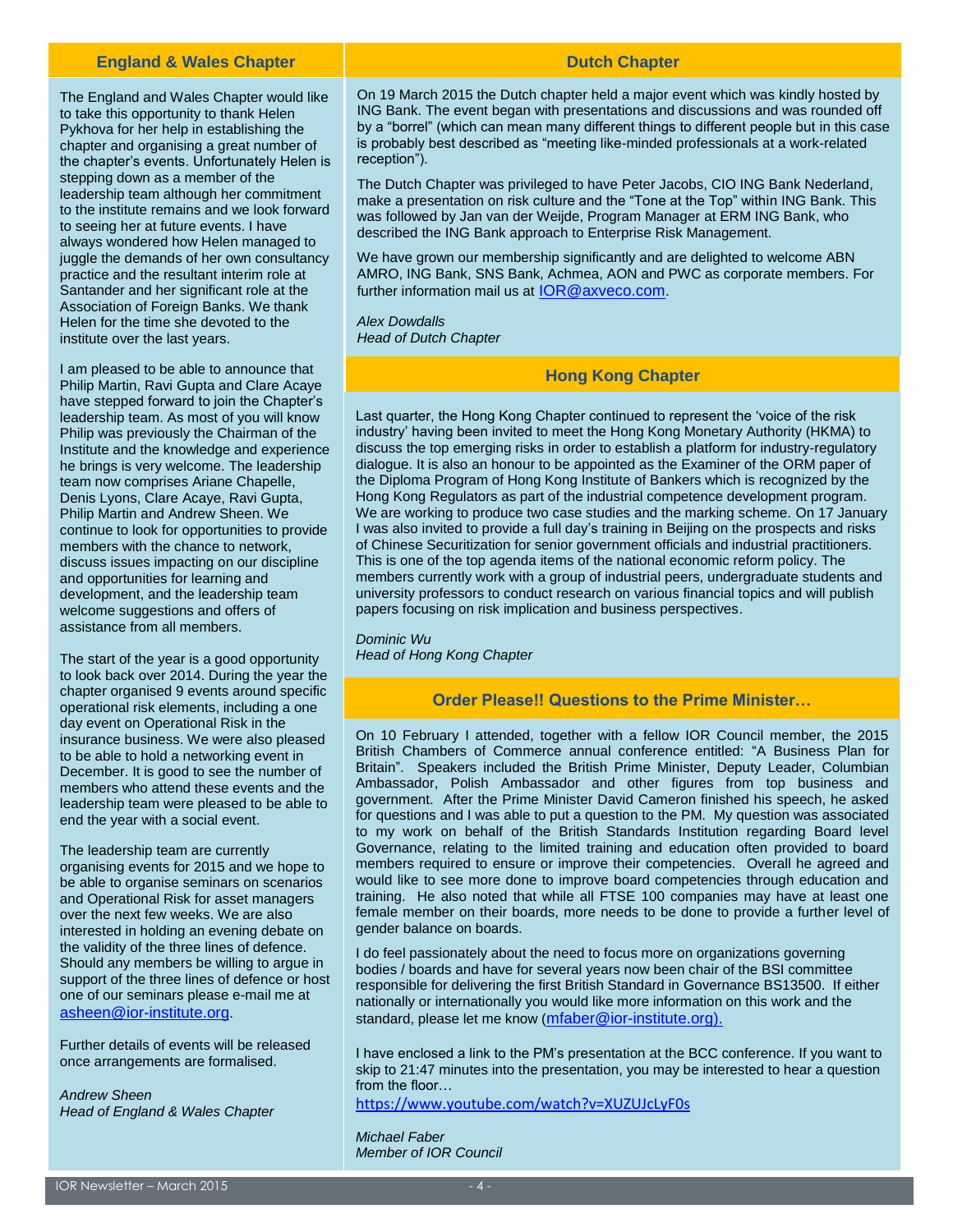## England & Wales Chapter

The England and Wales Chapter would like to take this opportunity to thank Helen Pykhova for her help in establishing the chapter and organising a great number of the chapter's events. Unfortunately Helen is stepping down as a member of the leadership team although her commitment to the institute remains and we look forward to seeing her at future events. I have always wondered how Helen managed to juggle the demands of her own consultancy practice and the resultant interim role at Santander and her significant role at the Association of Foreign Banks. We thank Helen for the time she devoted to the institute over the last years.

I am pleased to be able to announce that Philip Martin, Ravi Gupta and Clare Acaye have stepped forward to join the Chapter's leadership team. As most of you will know Philip was previously the Chairman of the Institute and the knowledge and experience he brings is very welcome. The leadership team now comprises Ariane Chapelle, Denis Lyons, Clare Acaye, Ravi Gupta, Philip Martin and Andrew Sheen. We continue to look for opportunities to provide members with the chance to network, discuss issues impacting on our discipline and opportunities for learning and development, and the leadership team welcome suggestions and offers of assistance from all members.

The start of the year is a good opportunity to look back over 2014. During the year the chapter organised 9 events around specific operational risk elements, including a one day event on Operational Risk in the insurance business. We were also pleased to be able to hold a networking event in December. It is good to see the number of members who attend these events and the leadership team were pleased to be able to end the year with a social event.

The leadership team are currently organising events for 2015 and we hope to be able to organise seminars on scenarios and Operational Risk for asset managers over the next few weeks. We are also interested in holding an evening debate on the validity of the three lines of defence. Should any members be willing to argue in support of the three lines of defence or host one of our seminars please e-mail me at asheen@ior-institute.org.

Further details of events will be released once arrangements are formalised.

*Andrew Sheen*
*Head of England & Wales Chapter*

## Dutch Chapter

On 19 March 2015 the Dutch chapter held a major event which was kindly hosted by ING Bank. The event began with presentations and discussions and was rounded off by a "borrel" (which can mean many different things to different people but in this case is probably best described as "meeting like-minded professionals at a work-related reception").

The Dutch Chapter was privileged to have Peter Jacobs, CIO ING Bank Nederland, make a presentation on risk culture and the "Tone at the Top" within ING Bank. This was followed by Jan van der Weijde, Program Manager at ERM ING Bank, who described the ING Bank approach to Enterprise Risk Management.

We have grown our membership significantly and are delighted to welcome ABN AMRO, ING Bank, SNS Bank, Achmea, AON and PWC as corporate members. For further information mail us at IOR@axveco.com.

*Alex Dowdalls*
*Head of Dutch Chapter*

## Hong Kong Chapter

Last quarter, the Hong Kong Chapter continued to represent the 'voice of the risk industry' having been invited to meet the Hong Kong Monetary Authority (HKMA) to discuss the top emerging risks in order to establish a platform for industry-regulatory dialogue. It is also an honour to be appointed as the Examiner of the ORM paper of the Diploma Program of Hong Kong Institute of Bankers which is recognized by the Hong Kong Regulators as part of the industrial competence development program. We are working to produce two case studies and the marking scheme. On 17 January I was also invited to provide a full day's training in Beijing on the prospects and risks of Chinese Securitization for senior government officials and industrial practitioners. This is one of the top agenda items of the national economic reform policy. The members currently work with a group of industrial peers, undergraduate students and university professors to conduct research on various financial topics and will publish papers focusing on risk implication and business perspectives.

*Dominic Wu*
*Head of Hong Kong Chapter*

## Order Please!! Questions to the Prime Minister…

On 10 February I attended, together with a fellow IOR Council member, the 2015 British Chambers of Commerce annual conference entitled: "A Business Plan for Britain". Speakers included the British Prime Minister, Deputy Leader, Columbian Ambassador, Polish Ambassador and other figures from top business and government. After the Prime Minister David Cameron finished his speech, he asked for questions and I was able to put a question to the PM. My question was associated to my work on behalf of the British Standards Institution regarding Board level Governance, relating to the limited training and education often provided to board members required to ensure or improve their competencies. Overall he agreed and would like to see more done to improve board competencies through education and training. He also noted that while all FTSE 100 companies may have at least one female member on their boards, more needs to be done to provide a further level of gender balance on boards.

I do feel passionately about the need to focus more on organizations governing bodies / boards and have for several years now been chair of the BSI committee responsible for delivering the first British Standard in Governance BS13500. If either nationally or internationally you would like more information on this work and the standard, please let me know (mfaber@ior-institute.org).

I have enclosed a link to the PM's presentation at the BCC conference. If you want to skip to 21:47 minutes into the presentation, you may be interested to hear a question from the floor…
https://www.youtube.com/watch?v=XUZUJcLyF0s

*Michael Faber*
*Member of IOR Council*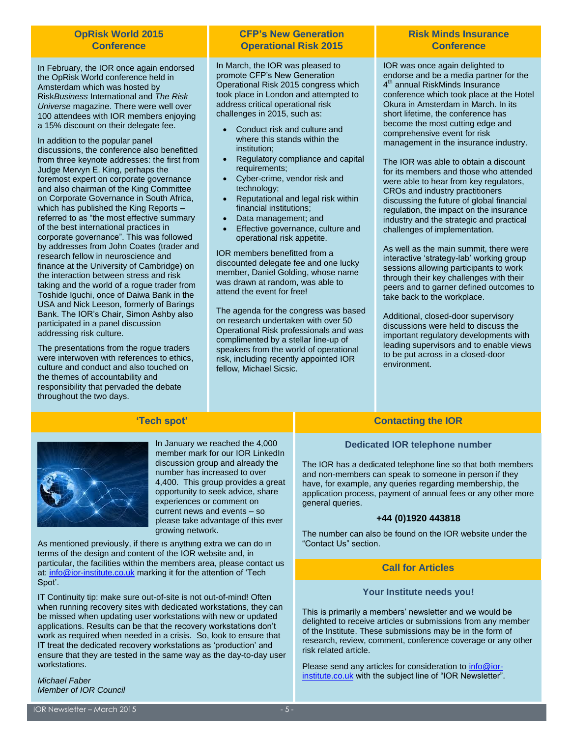## OpRisk World 2015 Conference

In February, the IOR once again endorsed the OpRisk World conference held in Amsterdam which was hosted by Risk*Business* International and *The Risk Universe* magazine. There were well over 100 attendees with IOR members enjoying a 15% discount on their delegate fee.

In addition to the popular panel discussions, the conference also benefitted from three keynote addresses: the first from Judge Mervyn E. King, perhaps the foremost expert on corporate governance and also chairman of the King Committee on Corporate Governance in South Africa, which has published the King Reports – referred to as "the most effective summary of the best international practices in corporate governance". This was followed by addresses from John Coates (trader and research fellow in neuroscience and finance at the University of Cambridge) on the interaction between stress and risk taking and the world of a rogue trader from Toshide Iguchi, once of Daiwa Bank in the USA and Nick Leeson, formerly of Barings Bank. The IOR's Chair, Simon Ashby also participated in a panel discussion addressing risk culture.

The presentations from the rogue traders were interwoven with references to ethics, culture and conduct and also touched on the themes of accountability and responsibility that pervaded the debate throughout the two days.

## CFP's New Generation Operational Risk 2015

In March, the IOR was pleased to promote CFP's New Generation Operational Risk 2015 congress which took place in London and attempted to address critical operational risk challenges in 2015, such as:

- Conduct risk and culture and where this stands within the institution;
- Regulatory compliance and capital requirements;
- Cyber-crime, vendor risk and technology;
- Reputational and legal risk within financial institutions;
- Data management; and
- Effective governance, culture and operational risk appetite.

IOR members benefitted from a discounted delegate fee and one lucky member, Daniel Golding, whose name was drawn at random, was able to attend the event for free!

The agenda for the congress was based on research undertaken with over 50 Operational Risk professionals and was complimented by a stellar line-up of speakers from the world of operational risk, including recently appointed IOR fellow, Michael Sicsic.

## Risk Minds Insurance Conference

IOR was once again delighted to endorse and be a media partner for the 4th annual RiskMinds Insurance conference which took place at the Hotel Okura in Amsterdam in March. In its short lifetime, the conference has become the most cutting edge and comprehensive event for risk management in the insurance industry.

The IOR was able to obtain a discount for its members and those who attended were able to hear from key regulators, CROs and industry practitioners discussing the future of global financial regulation, the impact on the insurance industry and the strategic and practical challenges of implementation.

As well as the main summit, there were interactive 'strategy-lab' working group sessions allowing participants to work through their key challenges with their peers and to garner defined outcomes to take back to the workplace.

Additional, closed-door supervisory discussions were held to discuss the important regulatory developments with leading supervisors and to enable views to be put across in a closed-door environment.

## 'Tech spot'

In January we reached the 4,000 member mark for our IOR LinkedIn discussion group and already the number has increased to over 4,400. This group provides a great opportunity to seek advice, share experiences or comment on current news and events – so please take advantage of this ever growing network.

As mentioned previously, if there is anything extra we can do in terms of the design and content of the IOR website and, in particular, the facilities within the members area, please contact us at: info@ior-institute.co.uk marking it for the attention of 'Tech Spot'.

IT Continuity tip: make sure out-of-site is not out-of-mind! Often when running recovery sites with dedicated workstations, they can be missed when updating user workstations with new or updated applications. Results can be that the recovery workstations don't work as required when needed in a crisis. So, look to ensure that IT treat the dedicated recovery workstations as 'production' and ensure that they are tested in the same way as the day-to-day user workstations.

*Michael Faber*
*Member of IOR Council*

## Contacting the IOR

### Dedicated IOR telephone number

The IOR has a dedicated telephone line so that both members and non-members can speak to someone in person if they have, for example, any queries regarding membership, the application process, payment of annual fees or any other more general queries.

**+44 (0)1920 443818**

The number can also be found on the IOR website under the "Contact Us" section.

## Call for Articles

### Your Institute needs you!

This is primarily a members' newsletter and we would be delighted to receive articles or submissions from any member of the Institute. These submissions may be in the form of research, review, comment, conference coverage or any other risk related article.

Please send any articles for consideration to info@ior-institute.co.uk with the subject line of "IOR Newsletter".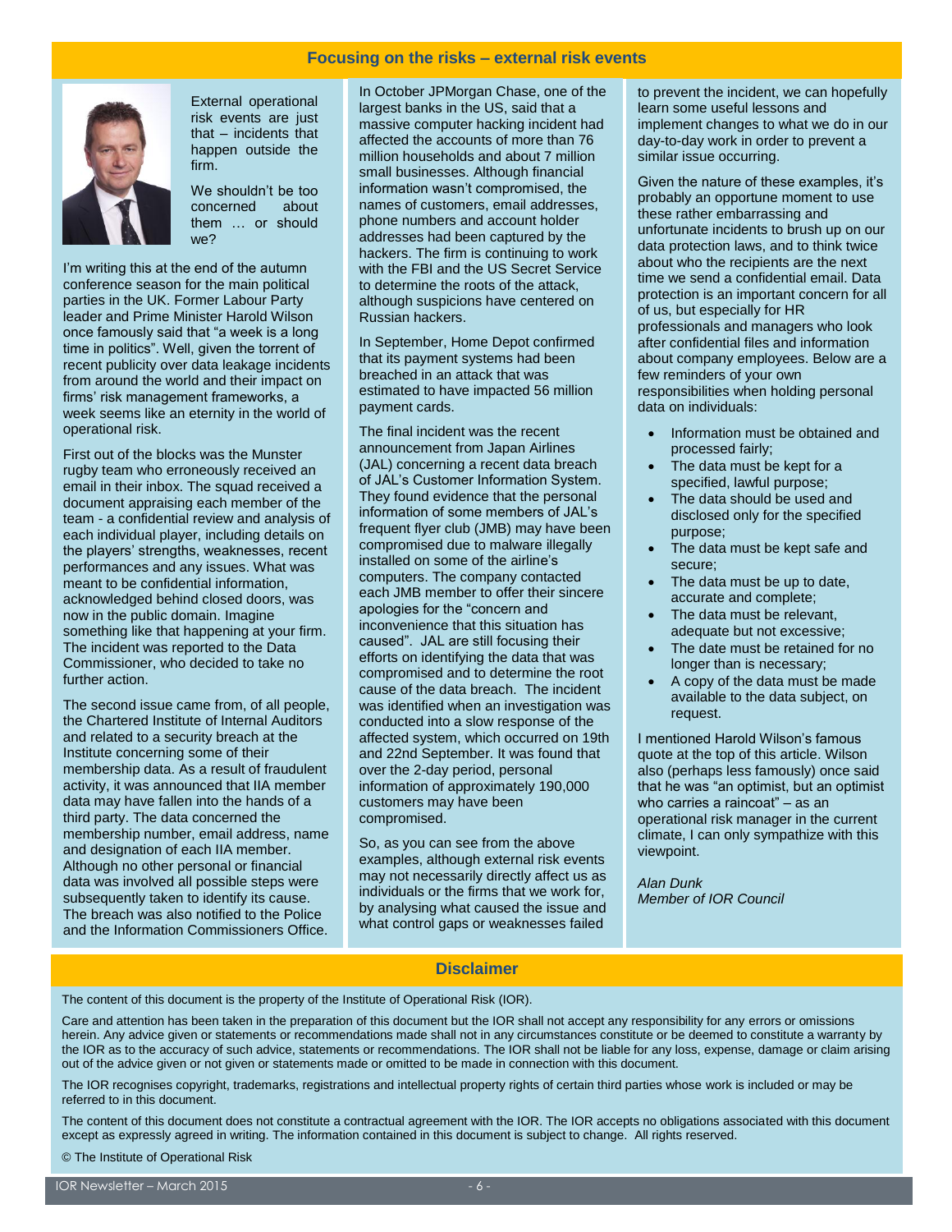## Focusing on the risks – external risk events

External operational risk events are just that – incidents that happen outside the firm.

We shouldn't be too concerned about them … or should we?

I'm writing this at the end of the autumn conference season for the main political parties in the UK. Former Labour Party leader and Prime Minister Harold Wilson once famously said that "a week is a long time in politics". Well, given the torrent of recent publicity over data leakage incidents from around the world and their impact on firms' risk management frameworks, a week seems like an eternity in the world of operational risk.

First out of the blocks was the Munster rugby team who erroneously received an email in their inbox. The squad received a document appraising each member of the team - a confidential review and analysis of each individual player, including details on the players' strengths, weaknesses, recent performances and any issues. What was meant to be confidential information, acknowledged behind closed doors, was now in the public domain. Imagine something like that happening at your firm. The incident was reported to the Data Commissioner, who decided to take no further action.

The second issue came from, of all people, the Chartered Institute of Internal Auditors and related to a security breach at the Institute concerning some of their membership data. As a result of fraudulent activity, it was announced that IIA member data may have fallen into the hands of a third party. The data concerned the membership number, email address, name and designation of each IIA member. Although no other personal or financial data was involved all possible steps were subsequently taken to identify its cause. The breach was also notified to the Police and the Information Commissioners Office.

In October JPMorgan Chase, one of the largest banks in the US, said that a massive computer hacking incident had affected the accounts of more than 76 million households and about 7 million small businesses. Although financial information wasn't compromised, the names of customers, email addresses, phone numbers and account holder addresses had been captured by the hackers. The firm is continuing to work with the FBI and the US Secret Service to determine the roots of the attack, although suspicions have centered on Russian hackers.

In September, Home Depot confirmed that its payment systems had been breached in an attack that was estimated to have impacted 56 million payment cards.

The final incident was the recent announcement from Japan Airlines (JAL) concerning a recent data breach of JAL's Customer Information System. They found evidence that the personal information of some members of JAL's frequent flyer club (JMB) may have been compromised due to malware illegally installed on some of the airline's computers. The company contacted each JMB member to offer their sincere apologies for the "concern and inconvenience that this situation has caused". JAL are still focusing their efforts on identifying the data that was compromised and to determine the root cause of the data breach. The incident was identified when an investigation was conducted into a slow response of the affected system, which occurred on 19th and 22nd September. It was found that over the 2-day period, personal information of approximately 190,000 customers may have been compromised.

So, as you can see from the above examples, although external risk events may not necessarily directly affect us as individuals or the firms that we work for, by analysing what caused the issue and what control gaps or weaknesses failed to prevent the incident, we can hopefully learn some useful lessons and implement changes to what we do in our day-to-day work in order to prevent a similar issue occurring.

Given the nature of these examples, it's probably an opportune moment to use these rather embarrassing and unfortunate incidents to brush up on our data protection laws, and to think twice about who the recipients are the next time we send a confidential email. Data protection is an important concern for all of us, but especially for HR professionals and managers who look after confidential files and information about company employees. Below are a few reminders of your own responsibilities when holding personal data on individuals:

- Information must be obtained and processed fairly;
- The data must be kept for a specified, lawful purpose;
- The data should be used and disclosed only for the specified purpose;
- The data must be kept safe and secure;
- The data must be up to date, accurate and complete;
- The data must be relevant, adequate but not excessive;
- The date must be retained for no longer than is necessary;
- A copy of the data must be made available to the data subject, on request.

I mentioned Harold Wilson's famous quote at the top of this article. Wilson also (perhaps less famously) once said that he was "an optimist, but an optimist who carries a raincoat" – as an operational risk manager in the current climate, I can only sympathize with this viewpoint.

*Alan Dunk*
*Member of IOR Council*

## Disclaimer

The content of this document is the property of the Institute of Operational Risk (IOR).

Care and attention has been taken in the preparation of this document but the IOR shall not accept any responsibility for any errors or omissions herein. Any advice given or statements or recommendations made shall not in any circumstances constitute or be deemed to constitute a warranty by the IOR as to the accuracy of such advice, statements or recommendations. The IOR shall not be liable for any loss, expense, damage or claim arising out of the advice given or not given or statements made or omitted to be made in connection with this document.

The IOR recognises copyright, trademarks, registrations and intellectual property rights of certain third parties whose work is included or may be referred to in this document.

The content of this document does not constitute a contractual agreement with the IOR. The IOR accepts no obligations associated with this document except as expressly agreed in writing. The information contained in this document is subject to change. All rights reserved.

© The Institute of Operational Risk